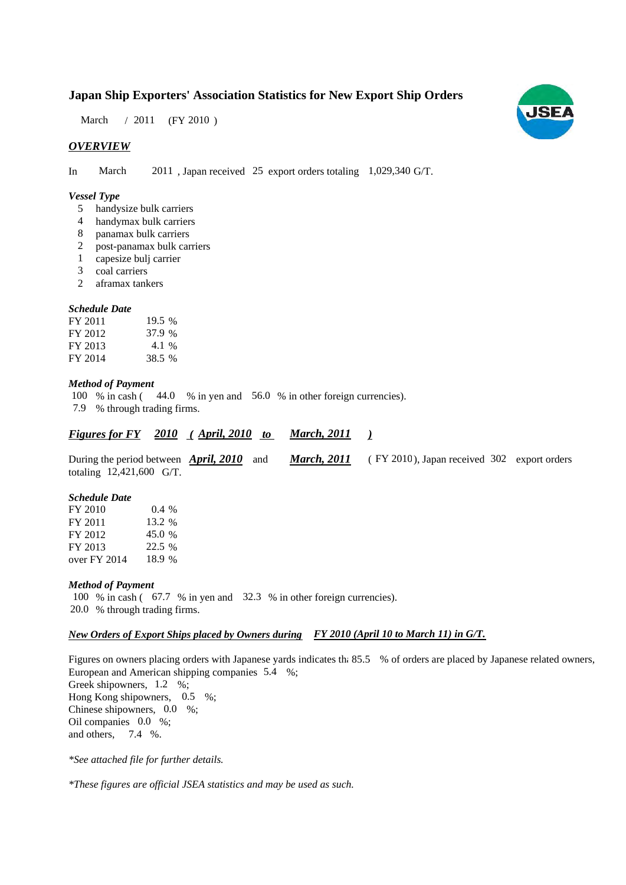# Japan Ship Exporters' Association Statistics for New Export Ship Orders

March / 2011 (FY 2010 )

## *OVERVIEW*

In March 2011 , Japan received 25 export orders totaling 1,029,340 G/T.

### *Vessel Type*

- 5 handysize bulk carriers
- 4 handymax bulk carriers
- 8 panamax bulk carriers
- 2 post-panamax bulk carriers
- 1 capesize bulj carrier
- 3 coal carriers
- 2 aframax tankers

### *Schedule Date*

| | |
|---|---|
| FY 2011 | 19.5 % |
| FY 2012 | 37.9 % |
| FY 2013 | 4.1 % |
| FY 2014 | 38.5 % |

### *Method of Payment*

100 % in cash ( 44.0 % in yen and 56.0 % in other foreign currencies).
7.9 % through trading firms.

## ***Figures for FY 2010 ( April, 2010 to March, 2011 )***

During the period between ***April, 2010*** and ***March, 2011*** ( FY 2010), Japan received 302 export orders totaling 12,421,600 G/T.

### *Schedule Date*

| | |
|---|---|
| FY 2010 | 0.4 % |
| FY 2011 | 13.2 % |
| FY 2012 | 45.0 % |
| FY 2013 | 22.5 % |
| over FY 2014 | 18.9 % |

### *Method of Payment*

100 % in cash ( 67.7 % in yen and 32.3 % in other foreign currencies).
20.0 % through trading firms.

### *New Orders of Export Ships placed by Owners during FY 2010 (April 10 to March 11) in G/T.*

Figures on owners placing orders with Japanese yards indicates th 85.5 % of orders are placed by Japanese related owners,
European and American shipping companies 5.4 %;
Greek shipowners, 1.2 %;
Hong Kong shipowners, 0.5 %;
Chinese shipowners, 0.0 %;
Oil companies 0.0 %;
and others, 7.4 %.

*\*See attached file for further details.*

*\*These figures are official JSEA statistics and may be used as such.*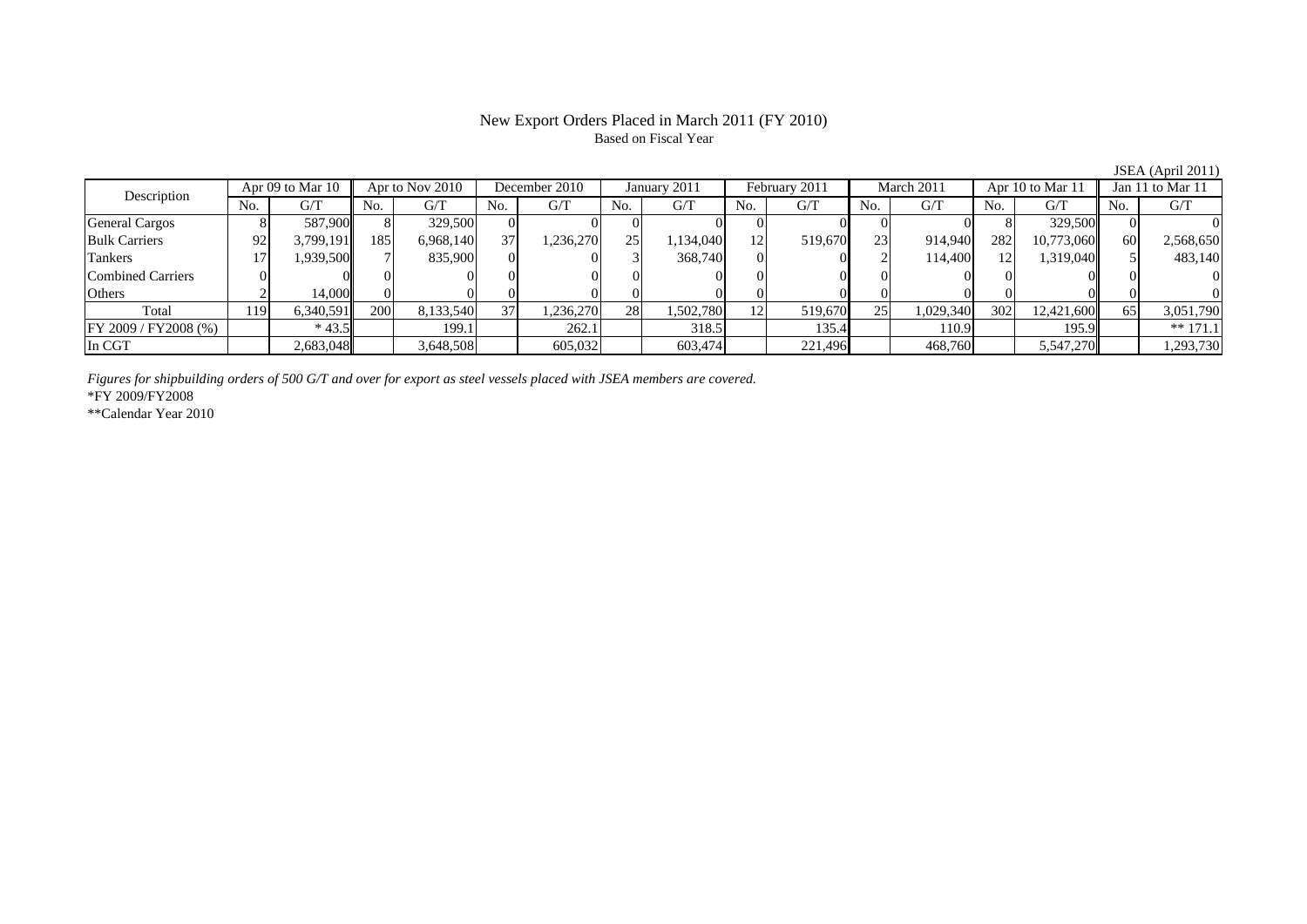# New Export Orders Placed in March 2011 (FY 2010)

Based on Fiscal Year

JSEA (April 2011)

| Description | Apr 09 to Mar 10 | | Apr to Nov 2010 | | December 2010 | | January 2011 | | February 2011 | | March 2011 | | Apr 10 to Mar 11 | | Jan 11 to Mar 11 | |
|---|---|---|---|---|---|---|---|---|---|---|---|---|---|---|---|---|
| | No. | G/T | No. | G/T | No. | G/T | No. | G/T | No. | G/T | No. | G/T | No. | G/T | No. | G/T |
| General Cargos | 8 | 587,900 | 8 | 329,500 | 0 | 0 | 0 | 0 | 0 | 0 | 0 | 0 | 8 | 329,500 | 0 | 0 |
| Bulk Carriers | 92 | 3,799,191 | 185 | 6,968,140 | 37 | 1,236,270 | 25 | 1,134,040 | 12 | 519,670 | 23 | 914,940 | 282 | 10,773,060 | 60 | 2,568,650 |
| Tankers | 17 | 1,939,500 | 7 | 835,900 | 0 | 0 | 3 | 368,740 | 0 | 0 | 2 | 114,400 | 12 | 1,319,040 | 5 | 483,140 |
| Combined Carriers | 0 | 0 | 0 | 0 | 0 | 0 | 0 | 0 | 0 | 0 | 0 | 0 | 0 | 0 | 0 | 0 |
| Others | 2 | 14,000 | 0 | 0 | 0 | 0 | 0 | 0 | 0 | 0 | 0 | 0 | 0 | 0 | 0 | 0 |
| Total | 119 | 6,340,591 | 200 | 8,133,540 | 37 | 1,236,270 | 28 | 1,502,780 | 12 | 519,670 | 25 | 1,029,340 | 302 | 12,421,600 | 65 | 3,051,790 |
| FY 2009 / FY2008 (%) | | * 43.5 | | 199.1 | | 262.1 | | 318.5 | | 135.4 | | 110.9 | | 195.9 | | ** 171.1 |
| In CGT | | 2,683,048 | | 3,648,508 | | 605,032 | | 603,474 | | 221,496 | | 468,760 | | 5,547,270 | | 1,293,730 |

*Figures for shipbuilding orders of 500 G/T and over for export as steel vessels placed with JSEA members are covered.*

*FY 2009/FY2008

**Calendar Year 2010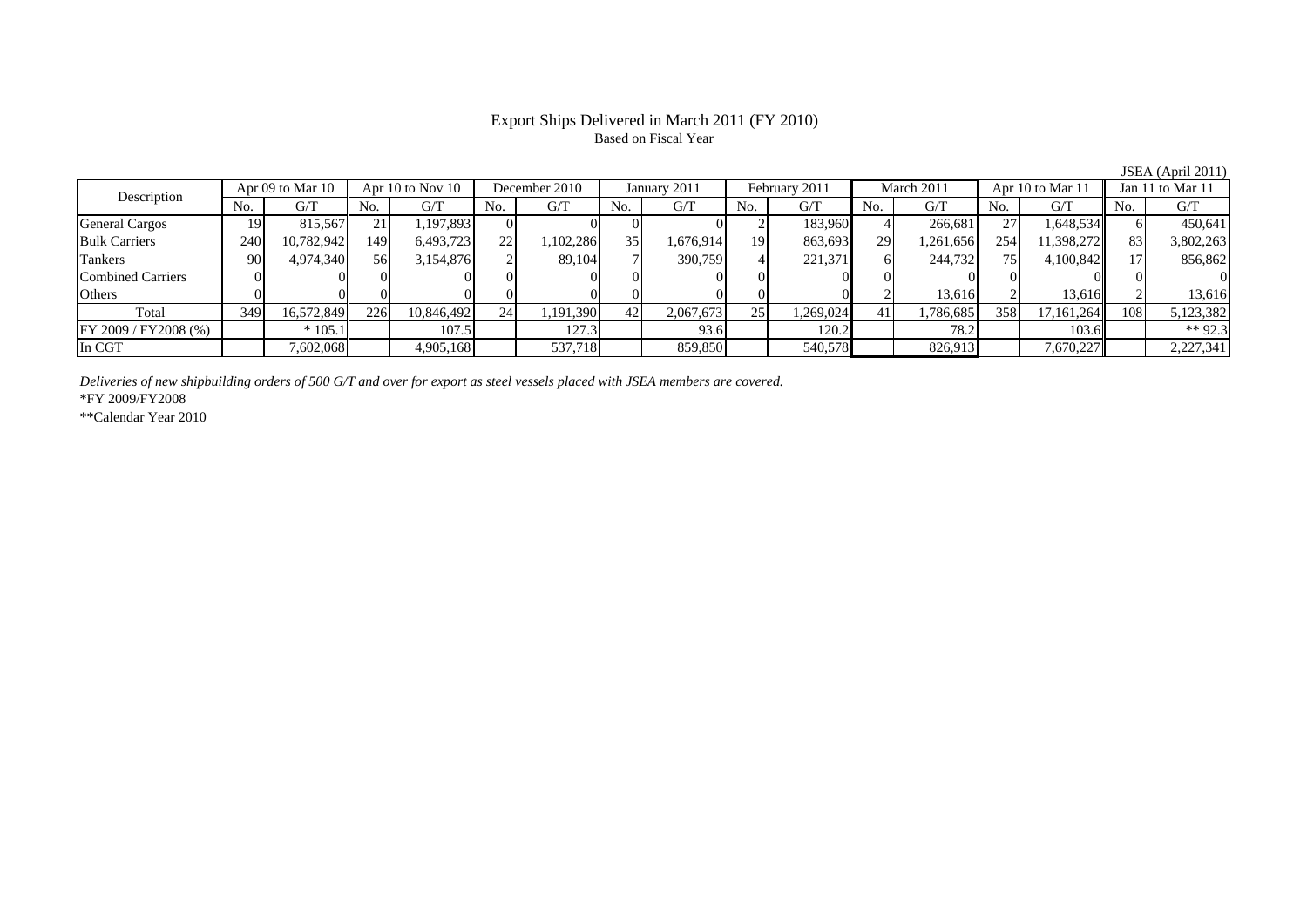# Export Ships Delivered in March 2011 (FY 2010)

Based on Fiscal Year

JSEA (April 2011)

| Description | Apr 09 to Mar 10 | | Apr 10 to Nov 10 | | December 2010 | | January 2011 | | February 2011 | | March 2011 | | Apr 10 to Mar 11 | | Jan 11 to Mar 11 | |
|---|---|---|---|---|---|---|---|---|---|---|---|---|---|---|---|---|
| | No. | G/T | No. | G/T | No. | G/T | No. | G/T | No. | G/T | No. | G/T | No. | G/T | No. | G/T |
| General Cargos | 19 | 815,567 | 21 | 1,197,893 | 0 | 0 | 0 | 0 | 2 | 183,960 | 4 | 266,681 | 27 | 1,648,534 | 6 | 450,641 |
| Bulk Carriers | 240 | 10,782,942 | 149 | 6,493,723 | 22 | 1,102,286 | 35 | 1,676,914 | 19 | 863,693 | 29 | 1,261,656 | 254 | 11,398,272 | 83 | 3,802,263 |
| Tankers | 90 | 4,974,340 | 56 | 3,154,876 | 2 | 89,104 | 7 | 390,759 | 4 | 221,371 | 6 | 244,732 | 75 | 4,100,842 | 17 | 856,862 |
| Combined Carriers | 0 | 0 | 0 | 0 | 0 | 0 | 0 | 0 | 0 | 0 | 0 | 0 | 0 | 0 | 0 | 0 |
| Others | 0 | 0 | 0 | 0 | 0 | 0 | 0 | 0 | 0 | 0 | 2 | 13,616 | 2 | 13,616 | 2 | 13,616 |
| Total | 349 | 16,572,849 | 226 | 10,846,492 | 24 | 1,191,390 | 42 | 2,067,673 | 25 | 1,269,024 | 41 | 1,786,685 | 358 | 17,161,264 | 108 | 5,123,382 |
| FY 2009 / FY2008 (%) | | * 105.1 | | 107.5 | | 127.3 | | 93.6 | | 120.2 | | 78.2 | | 103.6 | | ** 92.3 |
| In CGT | | 7,602,068 | | 4,905,168 | | 537,718 | | 859,850 | | 540,578 | | 826,913 | | 7,670,227 | | 2,227,341 |

*Deliveries of new shipbuilding orders of 500 G/T and over for export as steel vessels placed with JSEA members are covered.*

*FY 2009/FY2008

**Calendar Year 2010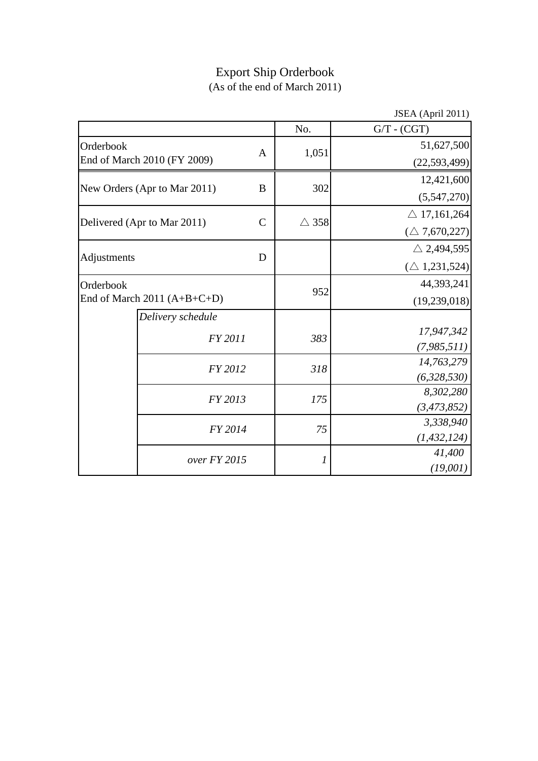# Export Ship Orderbook
(As of the end of March 2011)

JSEA (April 2011)

| | | | No. | G/T - (CGT) |
|---|---|---|---|---|
| Orderbook<br>End of March 2010 (FY 2009) | | A | 1,051 | 51,627,500<br>(22,593,499) |
| New Orders (Apr to Mar 2011) | | B | 302 | 12,421,600<br>(5,547,270) |
| Delivered (Apr to Mar 2011) | | C | △ 358 | △ 17,161,264<br>(△ 7,670,227) |
| Adjustments | | D | | △ 2,494,595<br>(△ 1,231,524) |
| Orderbook<br>End of March 2011 (A+B+C+D) | | | 952 | 44,393,241<br>(19,239,018) |
| | *Delivery schedule* | | | |
| | *FY 2011* | | *383* | *17,947,342*<br>*(7,985,511)* |
| | *FY 2012* | | *318* | *14,763,279*<br>*(6,328,530)* |
| | *FY 2013* | | *175* | *8,302,280*<br>*(3,473,852)* |
| | *FY 2014* | | *75* | *3,338,940*<br>*(1,432,124)* |
| | *over FY 2015* | | *1* | *41,400*<br>*(19,001)* |